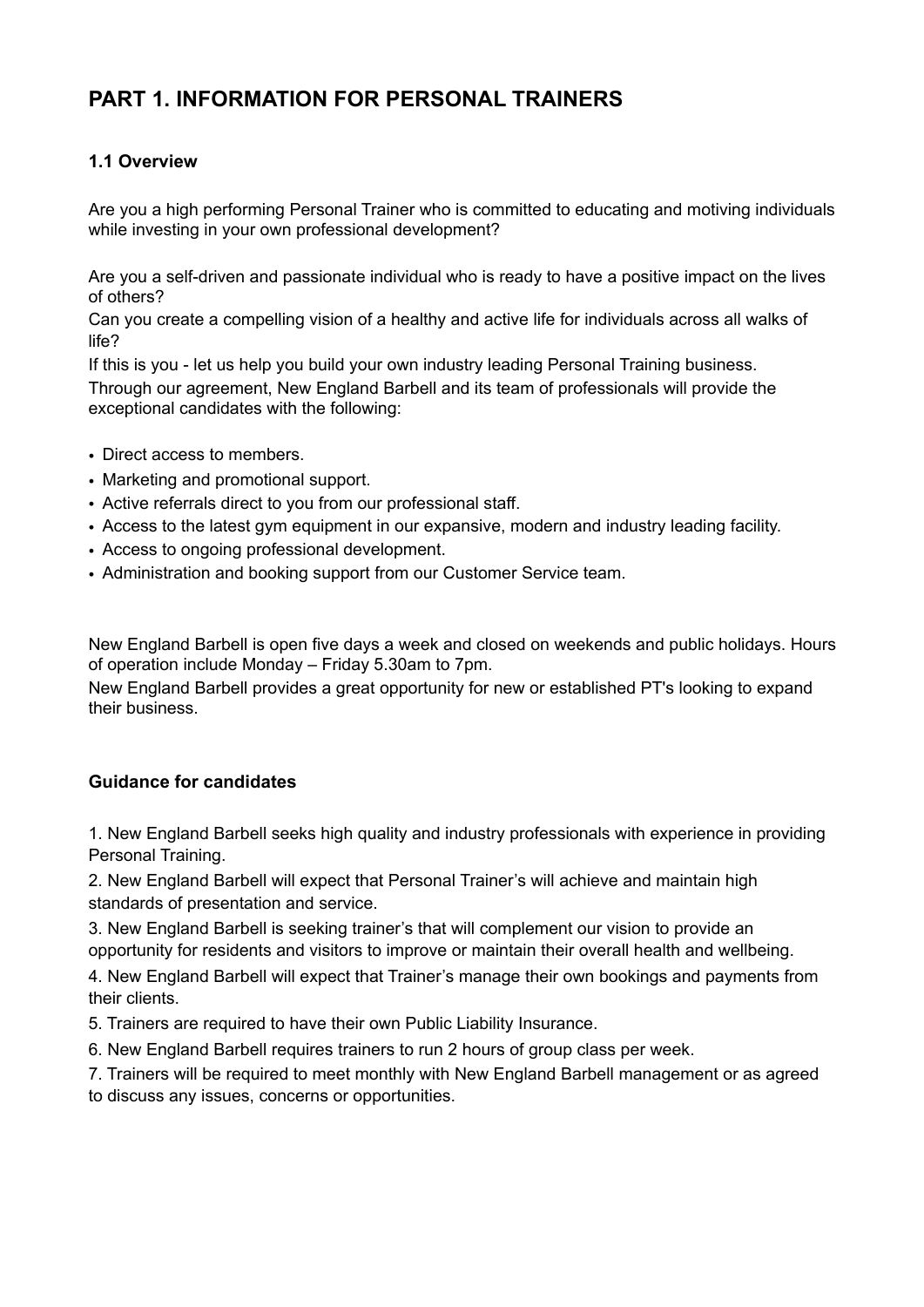# PART 1. INFORMATION FOR PERSONAL TRAINERS

### 1.1 Overview

Are you a high performing Personal Trainer who is committed to educating and motiving individuals while investing in your own professional development?

Are you a self-driven and passionate individual who is ready to have a positive impact on the lives of others?

Can you create a compelling vision of a healthy and active life for individuals across all walks of life?

If this is you - let us help you build your own industry leading Personal Training business.

Through our agreement, New England Barbell and its team of professionals will provide the exceptional candidates with the following:

- Direct access to members.
- Marketing and promotional support.
- Active referrals direct to you from our professional staff.
- Access to the latest gym equipment in our expansive, modern and industry leading facility.
- Access to ongoing professional development.
- Administration and booking support from our Customer Service team.

New England Barbell is open five days a week and closed on weekends and public holidays. Hours of operation include Monday – Friday 5.30am to 7pm.

New England Barbell provides a great opportunity for new or established PT's looking to expand their business.

### Guidance for candidates

1. New England Barbell seeks high quality and industry professionals with experience in providing Personal Training.
2. New England Barbell will expect that Personal Trainer's will achieve and maintain high standards of presentation and service.
3. New England Barbell is seeking trainer's that will complement our vision to provide an opportunity for residents and visitors to improve or maintain their overall health and wellbeing.
4. New England Barbell will expect that Trainer's manage their own bookings and payments from their clients.
5. Trainers are required to have their own Public Liability Insurance.
6. New England Barbell requires trainers to run 2 hours of group class per week.
7. Trainers will be required to meet monthly with New England Barbell management or as agreed to discuss any issues, concerns or opportunities.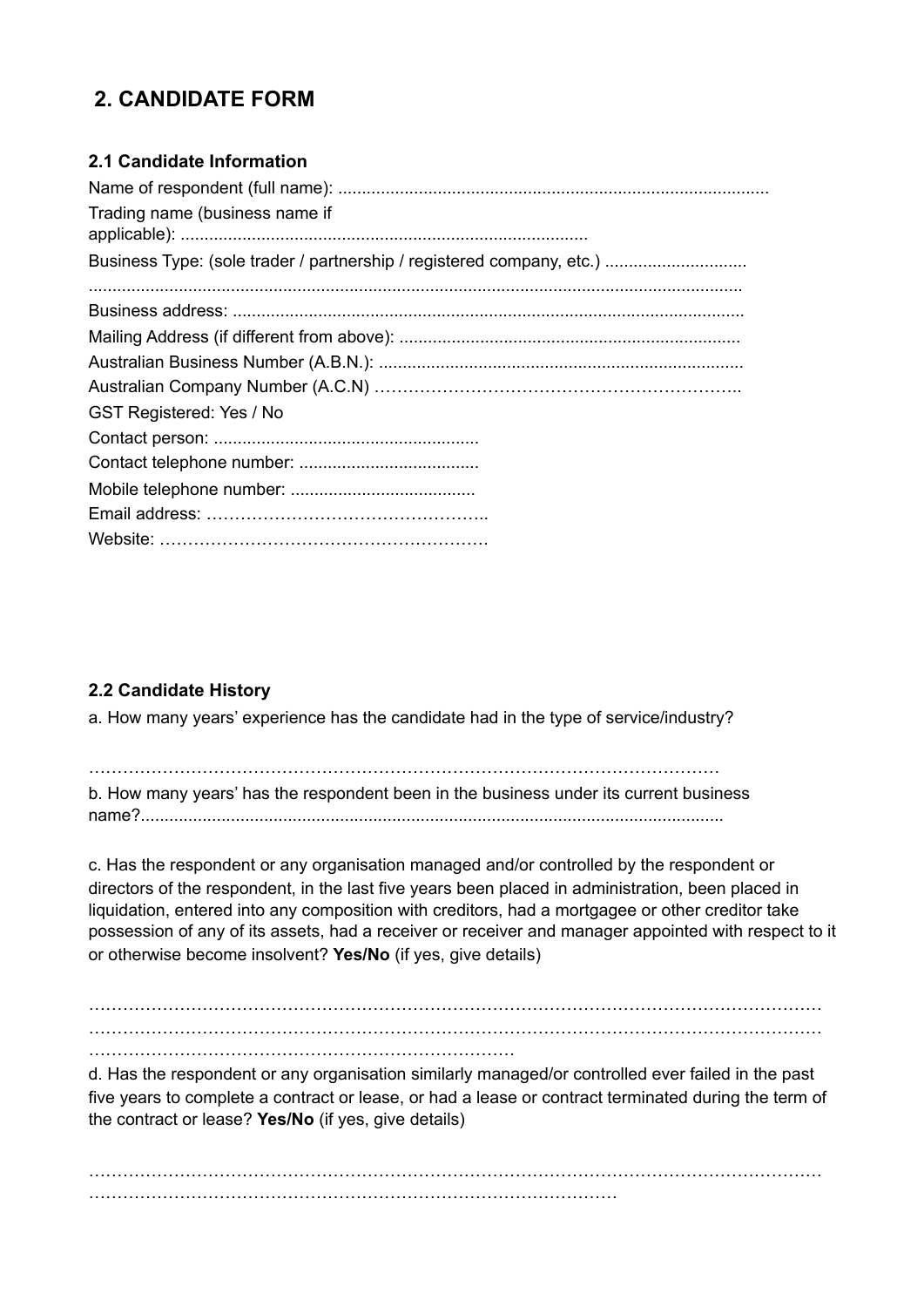## 2. CANDIDATE FORM

### 2.1 Candidate Information

Name of respondent (full name): ..........................................................................................

Trading name (business name if applicable): .....................................................................................

Business Type: (sole trader / partnership / registered company, etc.) .............................

.........................................................................................................................................

Business address: ..........................................................................................................

Mailing Address (if different from above): .......................................................................

Australian Business Number (A.B.N.): ............................................................................

Australian Company Number (A.C.N) ……………………………………………………..

GST Registered: Yes / No

Contact person: .......................................................

Contact telephone number: .....................................

Mobile telephone number: ......................................

Email address: ………………………………………..

Website: ……………………………………………….

### 2.2 Candidate History

a. How many years' experience has the candidate had in the type of service/industry?

………………………………………………………………………………………………

b. How many years' has the respondent been in the business under its current business name?.........................................................................................................................

c. Has the respondent or any organisation managed and/or controlled by the respondent or directors of the respondent, in the last five years been placed in administration, been placed in liquidation, entered into any composition with creditors, had a mortgagee or other creditor take possession of any of its assets, had a receiver or receiver and manager appointed with respect to it or otherwise become insolvent? **Yes/No** (if yes, give details)

………………………………………………………………………………………………………………
………………………………………………………………………………………………………………
…………………………………………………………………

d. Has the respondent or any organisation similarly managed/or controlled ever failed in the past five years to complete a contract or lease, or had a lease or contract terminated during the term of the contract or lease? **Yes/No** (if yes, give details)

………………………………………………………………………………………………………………
…………………………………………………………………………………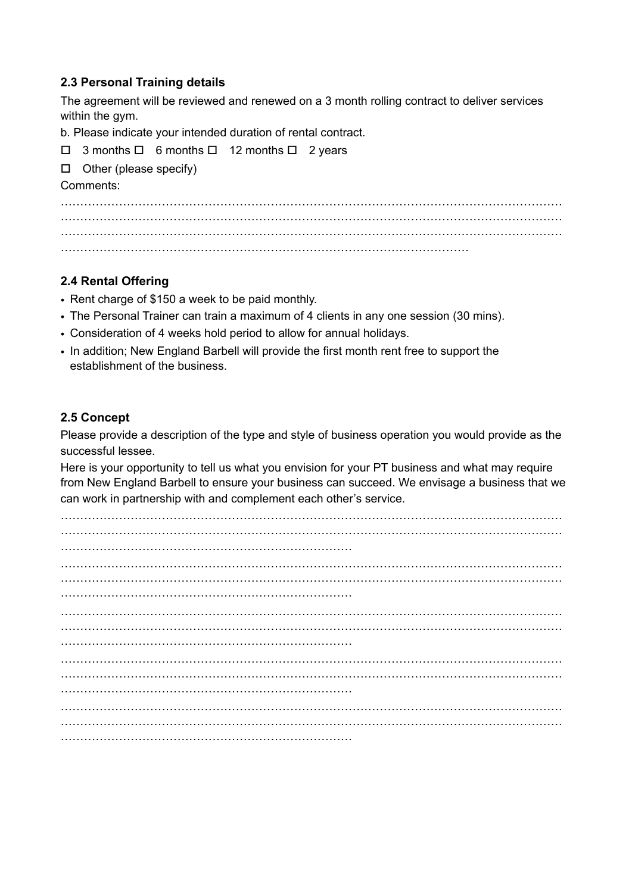### 2.3 Personal Training details

The agreement will be reviewed and renewed on a 3 month rolling contract to deliver services within the gym.

b. Please indicate your intended duration of rental contract.

☐ 3 months ☐ 6 months ☐ 12 months ☐ 2 years

☐ Other (please specify)

Comments:

……………………………………………………………………………………………………………………
……………………………………………………………………………………………………………………
……………………………………………………………………………………………………………………
…………………………………………………………………………………………

### 2.4 Rental Offering

- Rent charge of $150 a week to be paid monthly.
- The Personal Trainer can train a maximum of 4 clients in any one session (30 mins).
- Consideration of 4 weeks hold period to allow for annual holidays.
- In addition; New England Barbell will provide the first month rent free to support the establishment of the business.

### 2.5 Concept

Please provide a description of the type and style of business operation you would provide as the successful lessee.

Here is your opportunity to tell us what you envision for your PT business and what may require from New England Barbell to ensure your business can succeed. We envisage a business that we can work in partnership with and complement each other's service.

……………………………………………………………………………………………………………………
……………………………………………………………………………………………………………………
…………………………………………………………………
……………………………………………………………………………………………………………………
……………………………………………………………………………………………………………………
…………………………………………………………………
……………………………………………………………………………………………………………………
……………………………………………………………………………………………………………………
…………………………………………………………………
……………………………………………………………………………………………………………………
……………………………………………………………………………………………………………………
…………………………………………………………………
……………………………………………………………………………………………………………………
……………………………………………………………………………………………………………………
…………………………………………………………………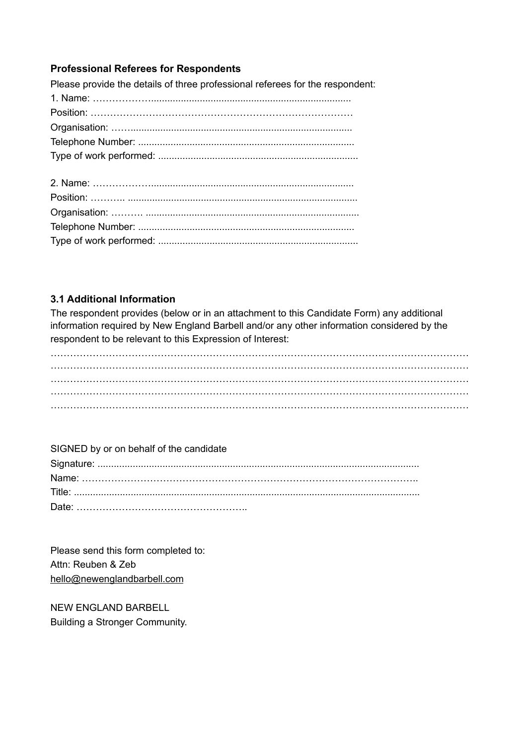**Professional Referees for Respondents**

Please provide the details of three professional referees for the respondent:

1. Name: ……………….........................................................................
Position: ……………………………………………………………………
Organisation: ……..................................................................................
Telephone Number: ...............................................................................
Type of work performed: .........................................................................

2. Name: ……………….........................................................................
Position: ………. ...................................................................................
Organisation: ………. .............................................................................
Telephone Number: ...............................................................................
Type of work performed: .........................................................................

**3.1 Additional Information**

The respondent provides (below or in an attachment to this Candidate Form) any additional information required by New England Barbell and/or any other information considered by the respondent to be relevant to this Expression of Interest:

…………………………………………………………………………………………………………
…………………………………………………………………………………………………………
…………………………………………………………………………………………………………
…………………………………………………………………………………………………………
…………………………………………………………………………………………………………

SIGNED by or on behalf of the candidate
Signature: ....................................................................................................................
Name: ………………………………………………………………………………………..
Title: .............................................................................................................................
Date: ……………………………………………..

Please send this form completed to:
Attn: Reuben & Zeb
hello@newenglandbarbell.com

NEW ENGLAND BARBELL
Building a Stronger Community.